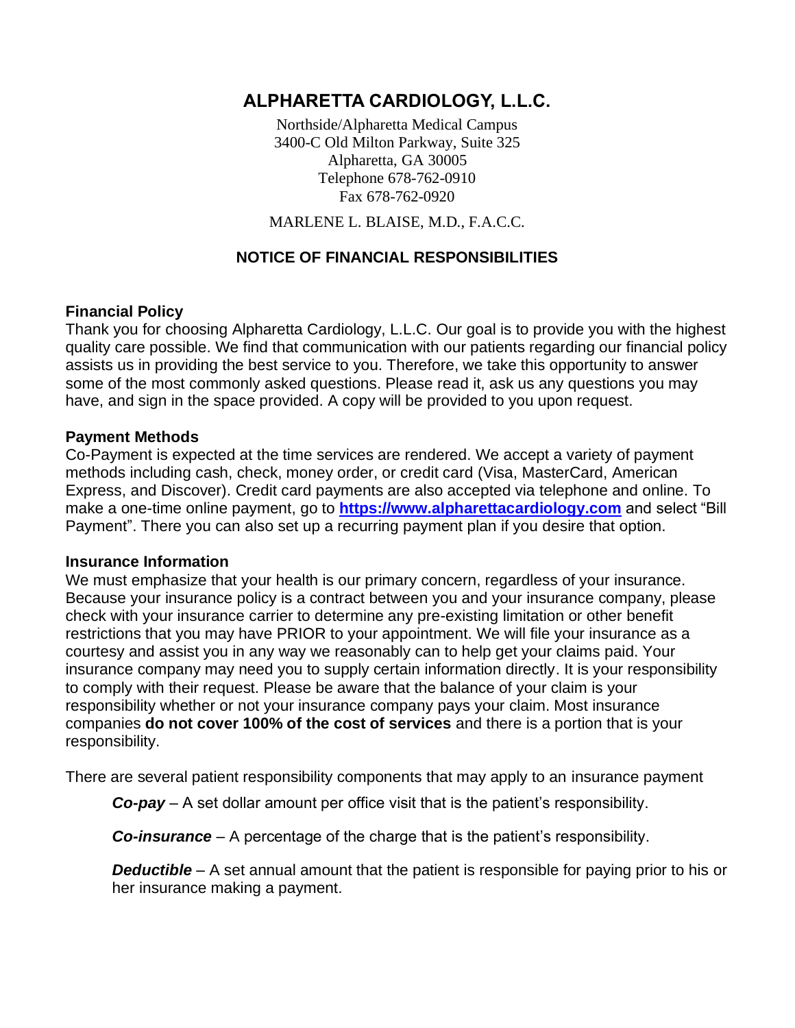# ALPHARETTA CARDIOLOGY, L.L.C.

Northside/Alpharetta Medical Campus
3400-C Old Milton Parkway, Suite 325
Alpharetta, GA 30005
Telephone 678-762-0910
Fax 678-762-0920

MARLENE L. BLAISE, M.D., F.A.C.C.

## NOTICE OF FINANCIAL RESPONSIBILITIES

### Financial Policy

Thank you for choosing Alpharetta Cardiology, L.L.C. Our goal is to provide you with the highest quality care possible. We find that communication with our patients regarding our financial policy assists us in providing the best service to you. Therefore, we take this opportunity to answer some of the most commonly asked questions. Please read it, ask us any questions you may have, and sign in the space provided. A copy will be provided to you upon request.

### Payment Methods

Co-Payment is expected at the time services are rendered. We accept a variety of payment methods including cash, check, money order, or credit card (Visa, MasterCard, American Express, and Discover). Credit card payments are also accepted via telephone and online. To make a one-time online payment, go to **[https://www.alpharettacardiology.com](https://www.alpharettacardiology.com)** and select "Bill Payment". There you can also set up a recurring payment plan if you desire that option.

### Insurance Information

We must emphasize that your health is our primary concern, regardless of your insurance. Because your insurance policy is a contract between you and your insurance company, please check with your insurance carrier to determine any pre-existing limitation or other benefit restrictions that you may have PRIOR to your appointment. We will file your insurance as a courtesy and assist you in any way we reasonably can to help get your claims paid. Your insurance company may need you to supply certain information directly. It is your responsibility to comply with their request. Please be aware that the balance of your claim is your responsibility whether or not your insurance company pays your claim. Most insurance companies **do not cover 100% of the cost of services** and there is a portion that is your responsibility.

There are several patient responsibility components that may apply to an insurance payment

***Co-pay*** – A set dollar amount per office visit that is the patient's responsibility.

***Co-insurance*** – A percentage of the charge that is the patient's responsibility.

***Deductible*** – A set annual amount that the patient is responsible for paying prior to his or her insurance making a payment.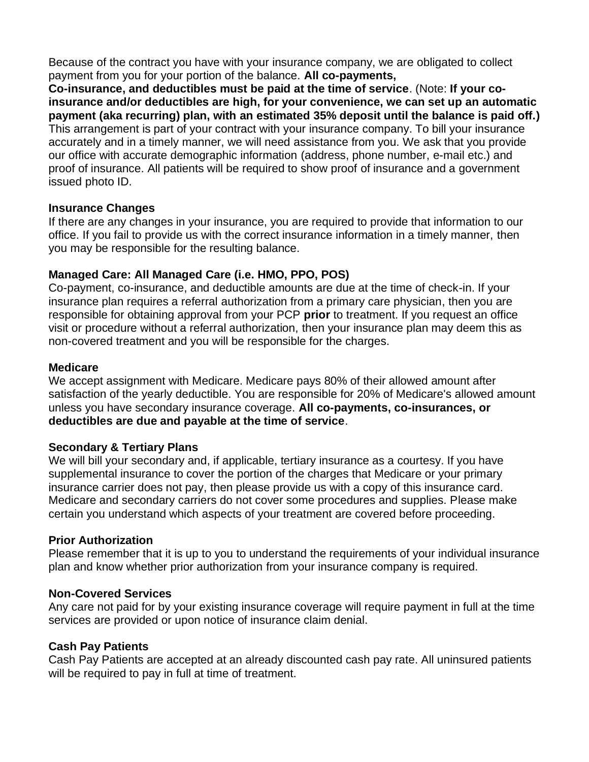Because of the contract you have with your insurance company, we are obligated to collect payment from you for your portion of the balance. **All co-payments, Co-insurance, and deductibles must be paid at the time of service**. (Note: **If your co-insurance and/or deductibles are high, for your convenience, we can set up an automatic payment (aka recurring) plan, with an estimated 35% deposit until the balance is paid off.)** This arrangement is part of your contract with your insurance company. To bill your insurance accurately and in a timely manner, we will need assistance from you. We ask that you provide our office with accurate demographic information (address, phone number, e-mail etc.) and proof of insurance. All patients will be required to show proof of insurance and a government issued photo ID.

**Insurance Changes**

If there are any changes in your insurance, you are required to provide that information to our office. If you fail to provide us with the correct insurance information in a timely manner, then you may be responsible for the resulting balance.

**Managed Care: All Managed Care (i.e. HMO, PPO, POS)**

Co-payment, co-insurance, and deductible amounts are due at the time of check-in. If your insurance plan requires a referral authorization from a primary care physician, then you are responsible for obtaining approval from your PCP **prior** to treatment. If you request an office visit or procedure without a referral authorization, then your insurance plan may deem this as non-covered treatment and you will be responsible for the charges.

**Medicare**

We accept assignment with Medicare. Medicare pays 80% of their allowed amount after satisfaction of the yearly deductible. You are responsible for 20% of Medicare's allowed amount unless you have secondary insurance coverage. **All co-payments, co-insurances, or deductibles are due and payable at the time of service**.

**Secondary & Tertiary Plans**

We will bill your secondary and, if applicable, tertiary insurance as a courtesy. If you have supplemental insurance to cover the portion of the charges that Medicare or your primary insurance carrier does not pay, then please provide us with a copy of this insurance card. Medicare and secondary carriers do not cover some procedures and supplies. Please make certain you understand which aspects of your treatment are covered before proceeding.

**Prior Authorization**

Please remember that it is up to you to understand the requirements of your individual insurance plan and know whether prior authorization from your insurance company is required.

**Non-Covered Services**

Any care not paid for by your existing insurance coverage will require payment in full at the time services are provided or upon notice of insurance claim denial.

**Cash Pay Patients**

Cash Pay Patients are accepted at an already discounted cash pay rate. All uninsured patients will be required to pay in full at time of treatment.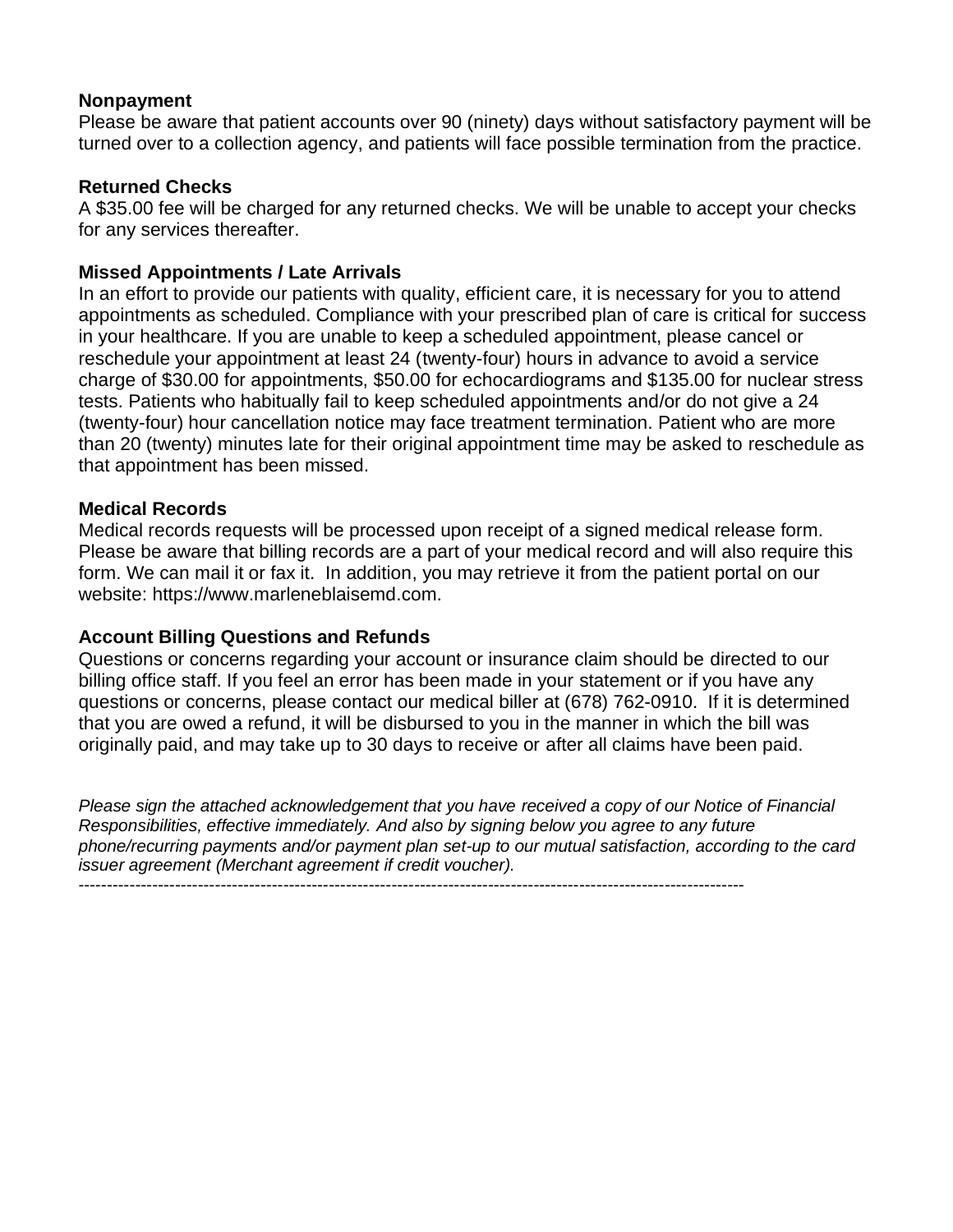**Nonpayment**

Please be aware that patient accounts over 90 (ninety) days without satisfactory payment will be turned over to a collection agency, and patients will face possible termination from the practice.

**Returned Checks**

A $35.00 fee will be charged for any returned checks. We will be unable to accept your checks for any services thereafter.

**Missed Appointments / Late Arrivals**

In an effort to provide our patients with quality, efficient care, it is necessary for you to attend appointments as scheduled. Compliance with your prescribed plan of care is critical for success in your healthcare. If you are unable to keep a scheduled appointment, please cancel or reschedule your appointment at least 24 (twenty-four) hours in advance to avoid a service charge of $30.00 for appointments, $50.00 for echocardiograms and $135.00 for nuclear stress tests. Patients who habitually fail to keep scheduled appointments and/or do not give a 24 (twenty-four) hour cancellation notice may face treatment termination. Patient who are more than 20 (twenty) minutes late for their original appointment time may be asked to reschedule as that appointment has been missed.

**Medical Records**

Medical records requests will be processed upon receipt of a signed medical release form. Please be aware that billing records are a part of your medical record and will also require this form. We can mail it or fax it. In addition, you may retrieve it from the patient portal on our website: https://www.marleneblaisemd.com.

**Account Billing Questions and Refunds**

Questions or concerns regarding your account or insurance claim should be directed to our billing office staff. If you feel an error has been made in your statement or if you have any questions or concerns, please contact our medical biller at (678) 762-0910. If it is determined that you are owed a refund, it will be disbursed to you in the manner in which the bill was originally paid, and may take up to 30 days to receive or after all claims have been paid.

*Please sign the attached acknowledgement that you have received a copy of our Notice of Financial Responsibilities, effective immediately. And also by signing below you agree to any future phone/recurring payments and/or payment plan set-up to our mutual satisfaction, according to the card issuer agreement (Merchant agreement if credit voucher).*

---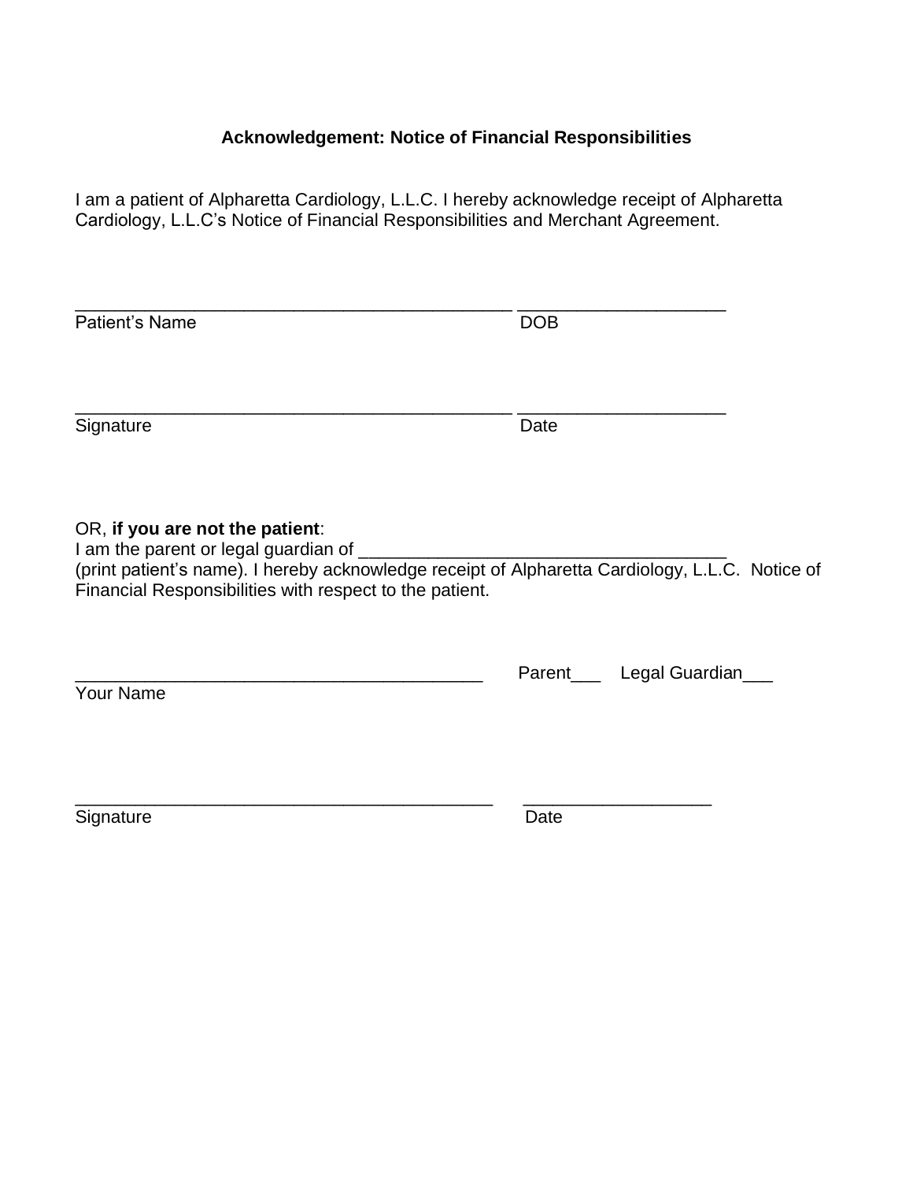**Acknowledgement: Notice of Financial Responsibilities**

I am a patient of Alpharetta Cardiology, L.L.C. I hereby acknowledge receipt of Alpharetta Cardiology, L.L.C's Notice of Financial Responsibilities and Merchant Agreement.

_____________________________________________ ____________________
Patient's Name DOB

_____________________________________________ ____________________
Signature Date

OR, **if you are not the patient**:
I am the parent or legal guardian of _____________________________________
(print patient's name). I hereby acknowledge receipt of Alpharetta Cardiology, L.L.C. Notice of Financial Responsibilities with respect to the patient.

__________________________________________ Parent___ Legal Guardian___
Your Name

___________________________________________ ___________________
Signature Date